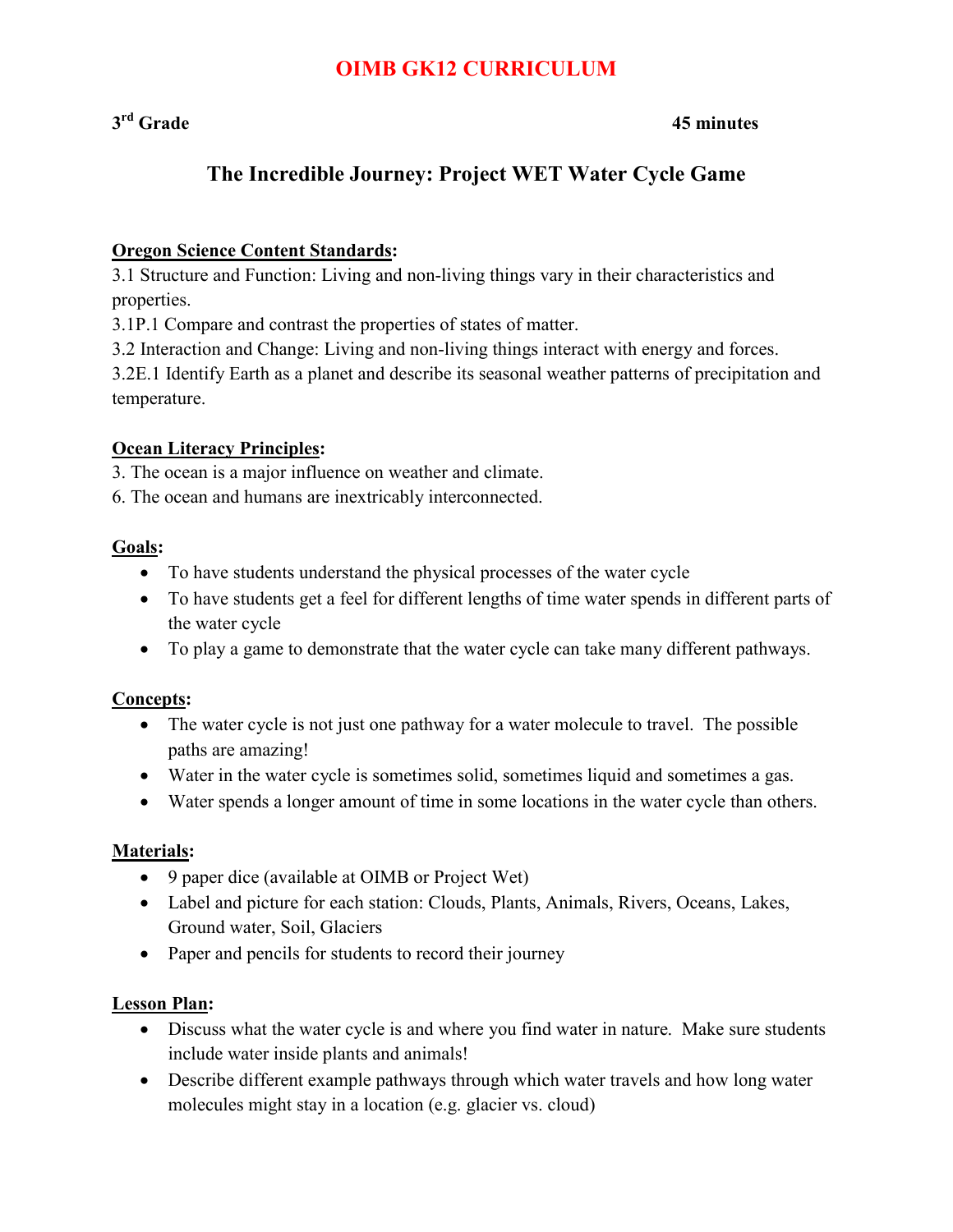# OIMB GK12 CURRICULUM

**3rd Grade** **45 minutes**

## The Incredible Journey: Project WET Water Cycle Game

**Oregon Science Content Standards:**

3.1 Structure and Function: Living and non-living things vary in their characteristics and properties.

3.1P.1 Compare and contrast the properties of states of matter.

3.2 Interaction and Change: Living and non-living things interact with energy and forces.

3.2E.1 Identify Earth as a planet and describe its seasonal weather patterns of precipitation and temperature.

**Ocean Literacy Principles:**

3. The ocean is a major influence on weather and climate.
6. The ocean and humans are inextricably interconnected.

**Goals:**

- To have students understand the physical processes of the water cycle
- To have students get a feel for different lengths of time water spends in different parts of the water cycle
- To play a game to demonstrate that the water cycle can take many different pathways.

**Concepts:**

- The water cycle is not just one pathway for a water molecule to travel. The possible paths are amazing!
- Water in the water cycle is sometimes solid, sometimes liquid and sometimes a gas.
- Water spends a longer amount of time in some locations in the water cycle than others.

**Materials:**

- 9 paper dice (available at OIMB or Project Wet)
- Label and picture for each station: Clouds, Plants, Animals, Rivers, Oceans, Lakes, Ground water, Soil, Glaciers
- Paper and pencils for students to record their journey

**Lesson Plan:**

- Discuss what the water cycle is and where you find water in nature. Make sure students include water inside plants and animals!
- Describe different example pathways through which water travels and how long water molecules might stay in a location (e.g. glacier vs. cloud)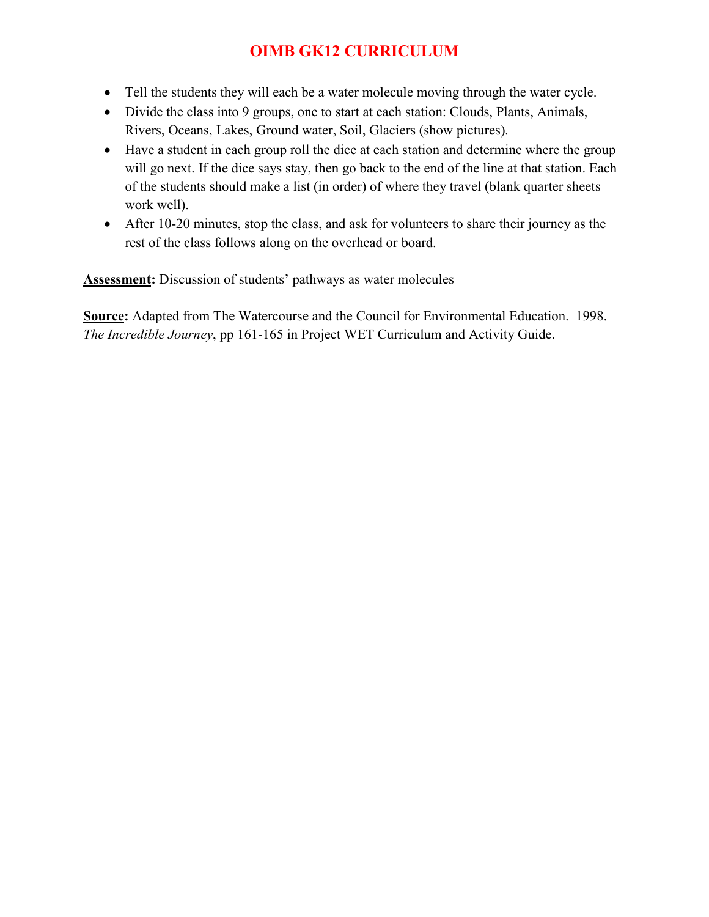- Tell the students they will each be a water molecule moving through the water cycle.
- Divide the class into 9 groups, one to start at each station: Clouds, Plants, Animals, Rivers, Oceans, Lakes, Ground water, Soil, Glaciers (show pictures).
- Have a student in each group roll the dice at each station and determine where the group will go next. If the dice says stay, then go back to the end of the line at that station. Each of the students should make a list (in order) of where they travel (blank quarter sheets work well).
- After 10-20 minutes, stop the class, and ask for volunteers to share their journey as the rest of the class follows along on the overhead or board.

**Assessment:** Discussion of students' pathways as water molecules

**Source:** Adapted from The Watercourse and the Council for Environmental Education. 1998. *The Incredible Journey*, pp 161-165 in Project WET Curriculum and Activity Guide.